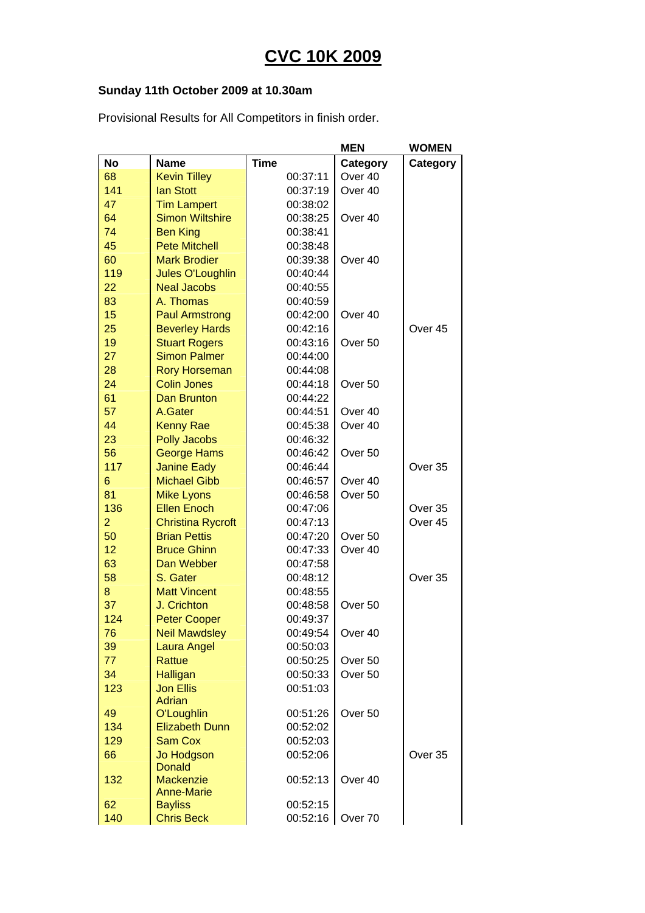# CVC 10K 2009

**Sunday 11th October 2009 at 10.30am**

Provisional Results for All Competitors in finish order.

| | | | MEN | WOMEN |
|---|---|---|---|---|
| **No** | **Name** | **Time** | **Category** | **Category** |
| 68 | Kevin Tilley | 00:37:11 | Over 40 | |
| 141 | Ian Stott | 00:37:19 | Over 40 | |
| 47 | Tim Lampert | 00:38:02 | | |
| 64 | Simon Wiltshire | 00:38:25 | Over 40 | |
| 74 | Ben King | 00:38:41 | | |
| 45 | Pete Mitchell | 00:38:48 | | |
| 60 | Mark Brodier | 00:39:38 | Over 40 | |
| 119 | Jules O'Loughlin | 00:40:44 | | |
| 22 | Neal Jacobs | 00:40:55 | | |
| 83 | A. Thomas | 00:40:59 | | |
| 15 | Paul Armstrong | 00:42:00 | Over 40 | |
| 25 | Beverley Hards | 00:42:16 | | Over 45 |
| 19 | Stuart Rogers | 00:43:16 | Over 50 | |
| 27 | Simon Palmer | 00:44:00 | | |
| 28 | Rory Horseman | 00:44:08 | | |
| 24 | Colin Jones | 00:44:18 | Over 50 | |
| 61 | Dan Brunton | 00:44:22 | | |
| 57 | A.Gater | 00:44:51 | Over 40 | |
| 44 | Kenny Rae | 00:45:38 | Over 40 | |
| 23 | Polly Jacobs | 00:46:32 | | |
| 56 | George Hams | 00:46:42 | Over 50 | |
| 117 | Janine Eady | 00:46:44 | | Over 35 |
| 6 | Michael Gibb | 00:46:57 | Over 40 | |
| 81 | Mike Lyons | 00:46:58 | Over 50 | |
| 136 | Ellen Enoch | 00:47:06 | | Over 35 |
| 2 | Christina Rycroft | 00:47:13 | | Over 45 |
| 50 | Brian Pettis | 00:47:20 | Over 50 | |
| 12 | Bruce Ghinn | 00:47:33 | Over 40 | |
| 63 | Dan Webber | 00:47:58 | | |
| 58 | S. Gater | 00:48:12 | | Over 35 |
| 8 | Matt Vincent | 00:48:55 | | |
| 37 | J. Crichton | 00:48:58 | Over 50 | |
| 124 | Peter Cooper | 00:49:37 | | |
| 76 | Neil Mawdsley | 00:49:54 | Over 40 | |
| 39 | Laura Angel | 00:50:03 | | |
| 77 | Rattue | 00:50:25 | Over 50 | |
| 34 | Halligan | 00:50:33 | Over 50 | |
| 123 | Jon Ellis | 00:51:03 | | |
| 49 | Adrian O'Loughlin | 00:51:26 | Over 50 | |
| 134 | Elizabeth Dunn | 00:52:02 | | |
| 129 | Sam Cox | 00:52:03 | | |
| 66 | Jo Hodgson | 00:52:06 | | Over 35 |
| 132 | Donald Mackenzie | 00:52:13 | Over 40 | |
| 62 | Anne-Marie Bayliss | 00:52:15 | | |
| 140 | Chris Beck | 00:52:16 | Over 70 | |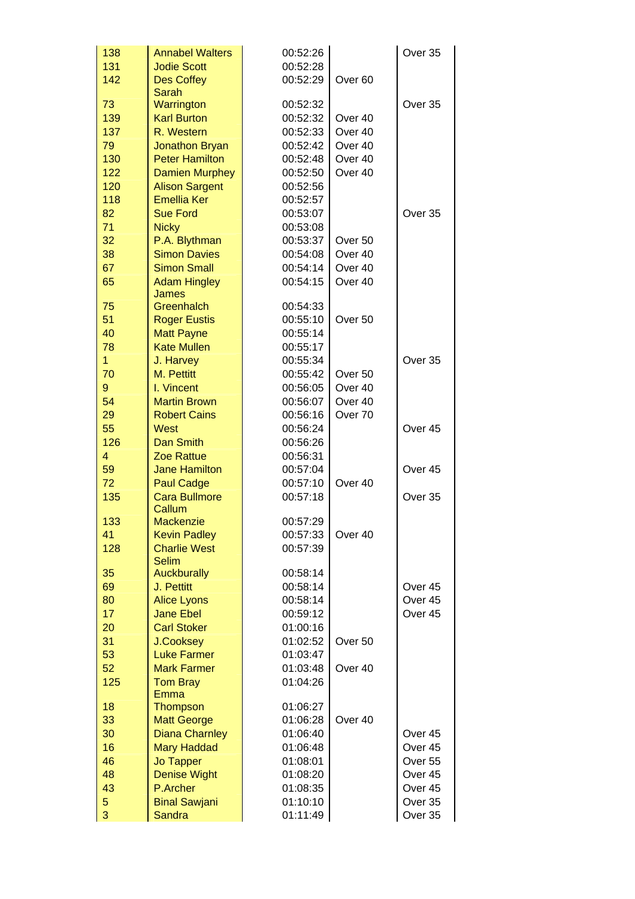| | | | | |
|---|---|---|---|---|
| 138 | Annabel Walters | 00:52:26 | | Over 35 |
| 131 | Jodie Scott | 00:52:28 | | |
| 142 | Des Coffey | 00:52:29 | Over 60 | |
| 73 | Sarah Warrington | 00:52:32 | | Over 35 |
| 139 | Karl Burton | 00:52:32 | Over 40 | |
| 137 | R. Western | 00:52:33 | Over 40 | |
| 79 | Jonathon Bryan | 00:52:42 | Over 40 | |
| 130 | Peter Hamilton | 00:52:48 | Over 40 | |
| 122 | Damien Murphey | 00:52:50 | Over 40 | |
| 120 | Alison Sargent | 00:52:56 | | |
| 118 | Emellia Ker | 00:52:57 | | |
| 82 | Sue Ford | 00:53:07 | | Over 35 |
| 71 | Nicky | 00:53:08 | | |
| 32 | P.A. Blythman | 00:53:37 | Over 50 | |
| 38 | Simon Davies | 00:54:08 | Over 40 | |
| 67 | Simon Small | 00:54:14 | Over 40 | |
| 65 | Adam Hingley | 00:54:15 | Over 40 | |
| 75 | James Greenhalch | 00:54:33 | | |
| 51 | Roger Eustis | 00:55:10 | Over 50 | |
| 40 | Matt Payne | 00:55:14 | | |
| 78 | Kate Mullen | 00:55:17 | | |
| 1 | J. Harvey | 00:55:34 | | Over 35 |
| 70 | M. Pettitt | 00:55:42 | Over 50 | |
| 9 | I. Vincent | 00:56:05 | Over 40 | |
| 54 | Martin Brown | 00:56:07 | Over 40 | |
| 29 | Robert Cains | 00:56:16 | Over 70 | |
| 55 | West | 00:56:24 | | Over 45 |
| 126 | Dan Smith | 00:56:26 | | |
| 4 | Zoe Rattue | 00:56:31 | | |
| 59 | Jane Hamilton | 00:57:04 | | Over 45 |
| 72 | Paul Cadge | 00:57:10 | Over 40 | |
| 135 | Cara Bullmore | 00:57:18 | | Over 35 |
| 133 | Callum Mackenzie | 00:57:29 | | |
| 41 | Kevin Padley | 00:57:33 | Over 40 | |
| 128 | Charlie West | 00:57:39 | | |
| 35 | Selim Auckburally | 00:58:14 | | |
| 69 | J. Pettitt | 00:58:14 | | Over 45 |
| 80 | Alice Lyons | 00:58:14 | | Over 45 |
| 17 | Jane Ebel | 00:59:12 | | Over 45 |
| 20 | Carl Stoker | 01:00:16 | | |
| 31 | J.Cooksey | 01:02:52 | Over 50 | |
| 53 | Luke Farmer | 01:03:47 | | |
| 52 | Mark Farmer | 01:03:48 | Over 40 | |
| 125 | Tom Bray | 01:04:26 | | |
| 18 | Emma Thompson | 01:06:27 | | |
| 33 | Matt George | 01:06:28 | Over 40 | |
| 30 | Diana Charnley | 01:06:40 | | Over 45 |
| 16 | Mary Haddad | 01:06:48 | | Over 45 |
| 46 | Jo Tapper | 01:08:01 | | Over 55 |
| 48 | Denise Wight | 01:08:20 | | Over 45 |
| 43 | P.Archer | 01:08:35 | | Over 45 |
| 5 | Binal Sawjani | 01:10:10 | | Over 35 |
| 3 | Sandra | 01:11:49 | | Over 35 |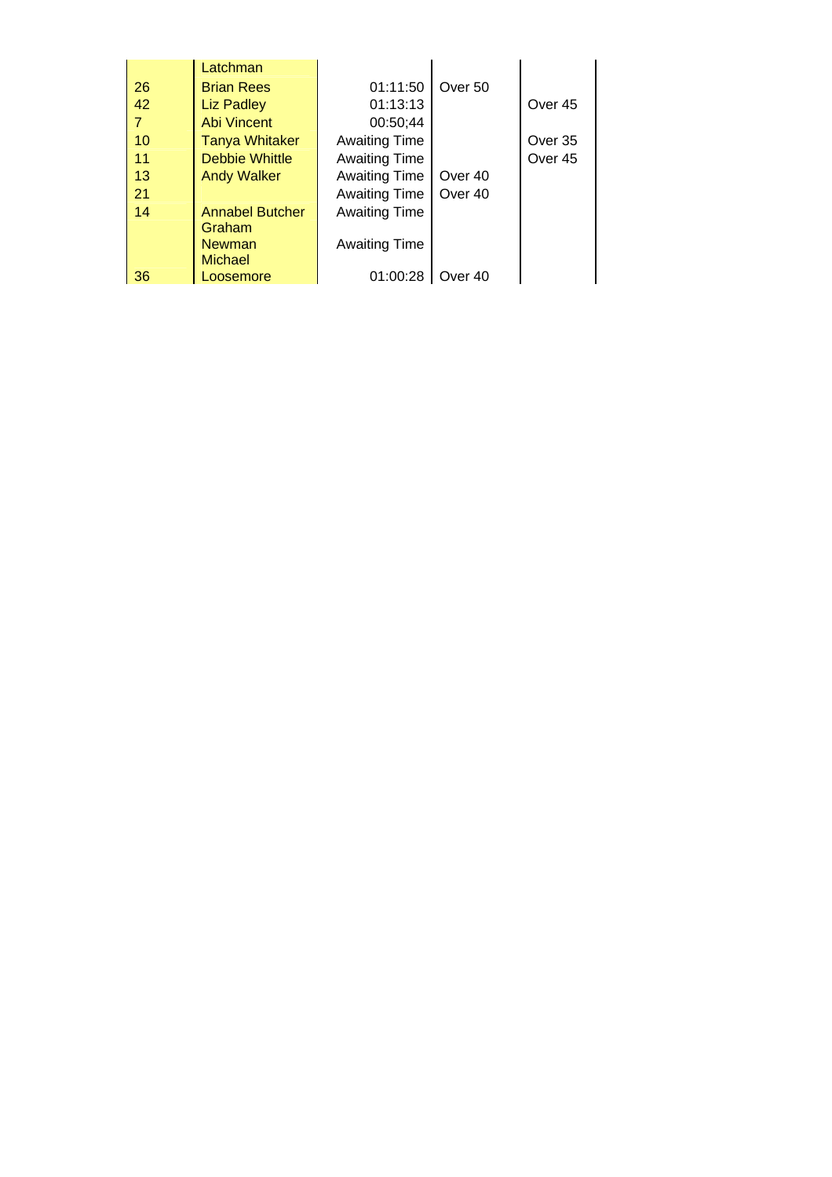| | | | | |
|---|---|---|---|---|
| | Latchman | | | |
| 26 | Brian Rees | 01:11:50 | Over 50 | |
| 42 | Liz Padley | 01:13:13 | | Over 45 |
| 7 | Abi Vincent | 00:50;44 | | |
| 10 | Tanya Whitaker | Awaiting Time | | Over 35 |
| 11 | Debbie Whittle | Awaiting Time | | Over 45 |
| 13 | Andy Walker | Awaiting Time | Over 40 | |
| 21 | | Awaiting Time | Over 40 | |
| 14 | Annabel Butcher | Awaiting Time | | |
| | Graham Newman | Awaiting Time | | |
| 36 | Michael Loosemore | 01:00:28 | Over 40 | |